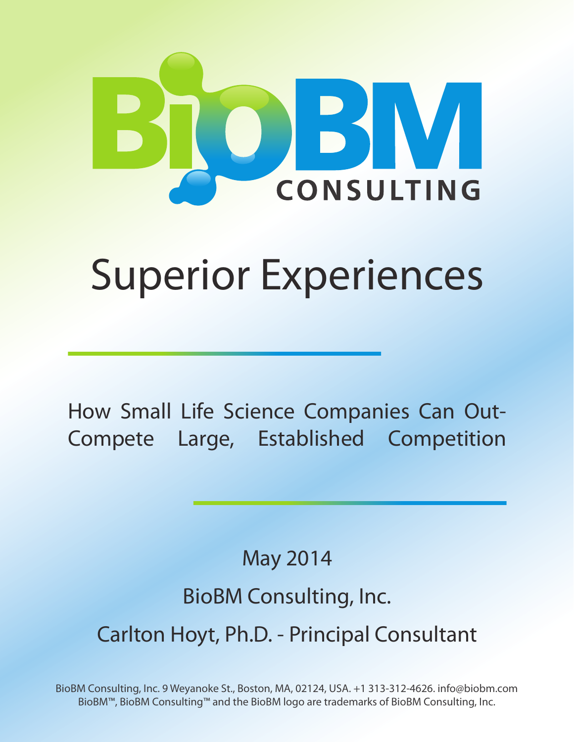BioBM CONSULTING

# Superior Experiences

How Small Life Science Companies Can Out-Compete Large, Established Competition

May 2014

BioBM Consulting, Inc.

Carlton Hoyt, Ph.D. - Principal Consultant

BioBM Consulting, Inc. 9 Weyanoke St., Boston, MA, 02124, USA. +1 313-312-4626. info@biobm.com
BioBM™, BioBM Consulting™ and the BioBM logo are trademarks of BioBM Consulting, Inc.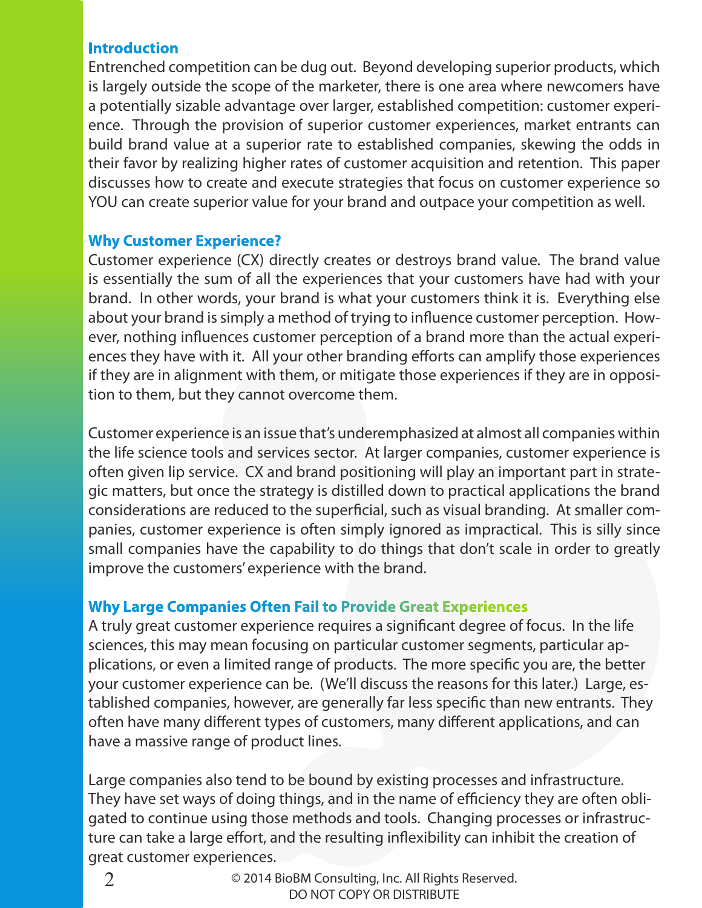## Introduction

Entrenched competition can be dug out. Beyond developing superior products, which is largely outside the scope of the marketer, there is one area where newcomers have a potentially sizable advantage over larger, established competition: customer experience. Through the provision of superior customer experiences, market entrants can build brand value at a superior rate to established companies, skewing the odds in their favor by realizing higher rates of customer acquisition and retention. This paper discusses how to create and execute strategies that focus on customer experience so YOU can create superior value for your brand and outpace your competition as well.

## Why Customer Experience?

Customer experience (CX) directly creates or destroys brand value. The brand value is essentially the sum of all the experiences that your customers have had with your brand. In other words, your brand is what your customers think it is. Everything else about your brand is simply a method of trying to influence customer perception. However, nothing influences customer perception of a brand more than the actual experiences they have with it. All your other branding efforts can amplify those experiences if they are in alignment with them, or mitigate those experiences if they are in opposition to them, but they cannot overcome them.

Customer experience is an issue that's underemphasized at almost all companies within the life science tools and services sector. At larger companies, customer experience is often given lip service. CX and brand positioning will play an important part in strategic matters, but once the strategy is distilled down to practical applications the brand considerations are reduced to the superficial, such as visual branding. At smaller companies, customer experience is often simply ignored as impractical. This is silly since small companies have the capability to do things that don't scale in order to greatly improve the customers' experience with the brand.

## Why Large Companies Often Fail to Provide Great Experiences

A truly great customer experience requires a significant degree of focus. In the life sciences, this may mean focusing on particular customer segments, particular applications, or even a limited range of products. The more specific you are, the better your customer experience can be. (We'll discuss the reasons for this later.) Large, established companies, however, are generally far less specific than new entrants. They often have many different types of customers, many different applications, and can have a massive range of product lines.

Large companies also tend to be bound by existing processes and infrastructure. They have set ways of doing things, and in the name of efficiency they are often obligated to continue using those methods and tools. Changing processes or infrastructure can take a large effort, and the resulting inflexibility can inhibit the creation of great customer experiences.

© 2014 BioBM Consulting, Inc. All Rights Reserved.
DO NOT COPY OR DISTRIBUTE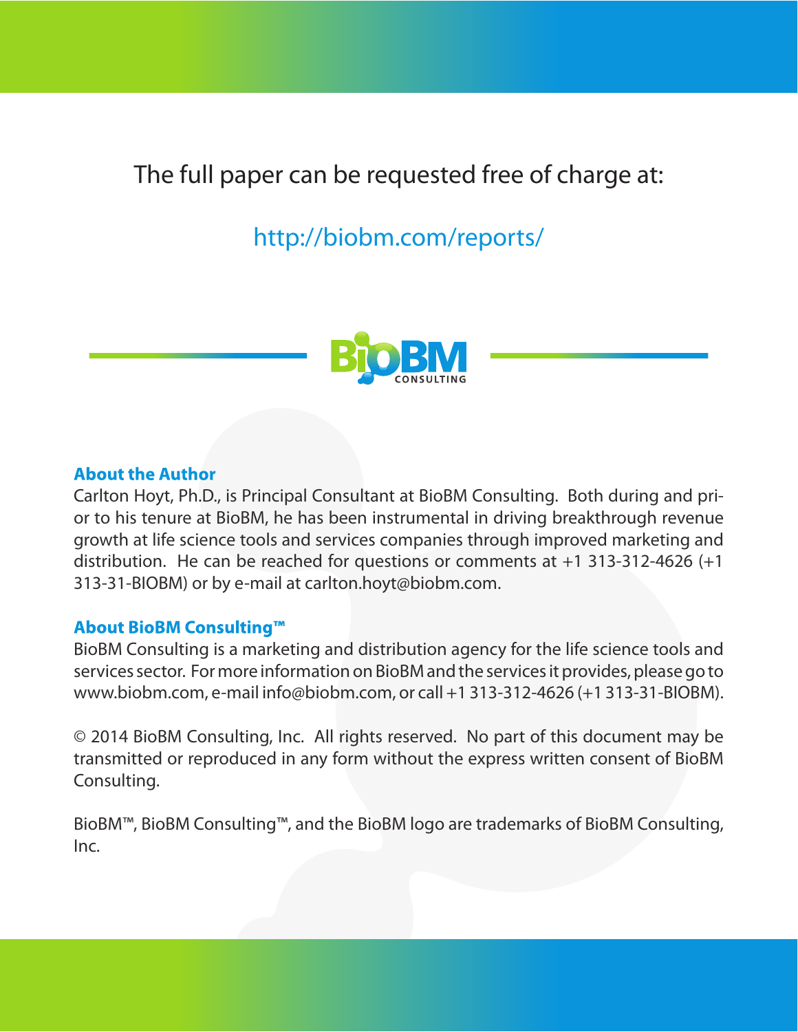The full paper can be requested free of charge at:

http://biobm.com/reports/

## About the Author

Carlton Hoyt, Ph.D., is Principal Consultant at BioBM Consulting. Both during and prior to his tenure at BioBM, he has been instrumental in driving breakthrough revenue growth at life science tools and services companies through improved marketing and distribution. He can be reached for questions or comments at +1 313-312-4626 (+1 313-31-BIOBM) or by e-mail at carlton.hoyt@biobm.com.

## About BioBM Consulting™

BioBM Consulting is a marketing and distribution agency for the life science tools and services sector. For more information on BioBM and the services it provides, please go to www.biobm.com, e-mail info@biobm.com, or call +1 313-312-4626 (+1 313-31-BIOBM).

© 2014 BioBM Consulting, Inc. All rights reserved. No part of this document may be transmitted or reproduced in any form without the express written consent of BioBM Consulting.

BioBM™, BioBM Consulting™, and the BioBM logo are trademarks of BioBM Consulting, Inc.